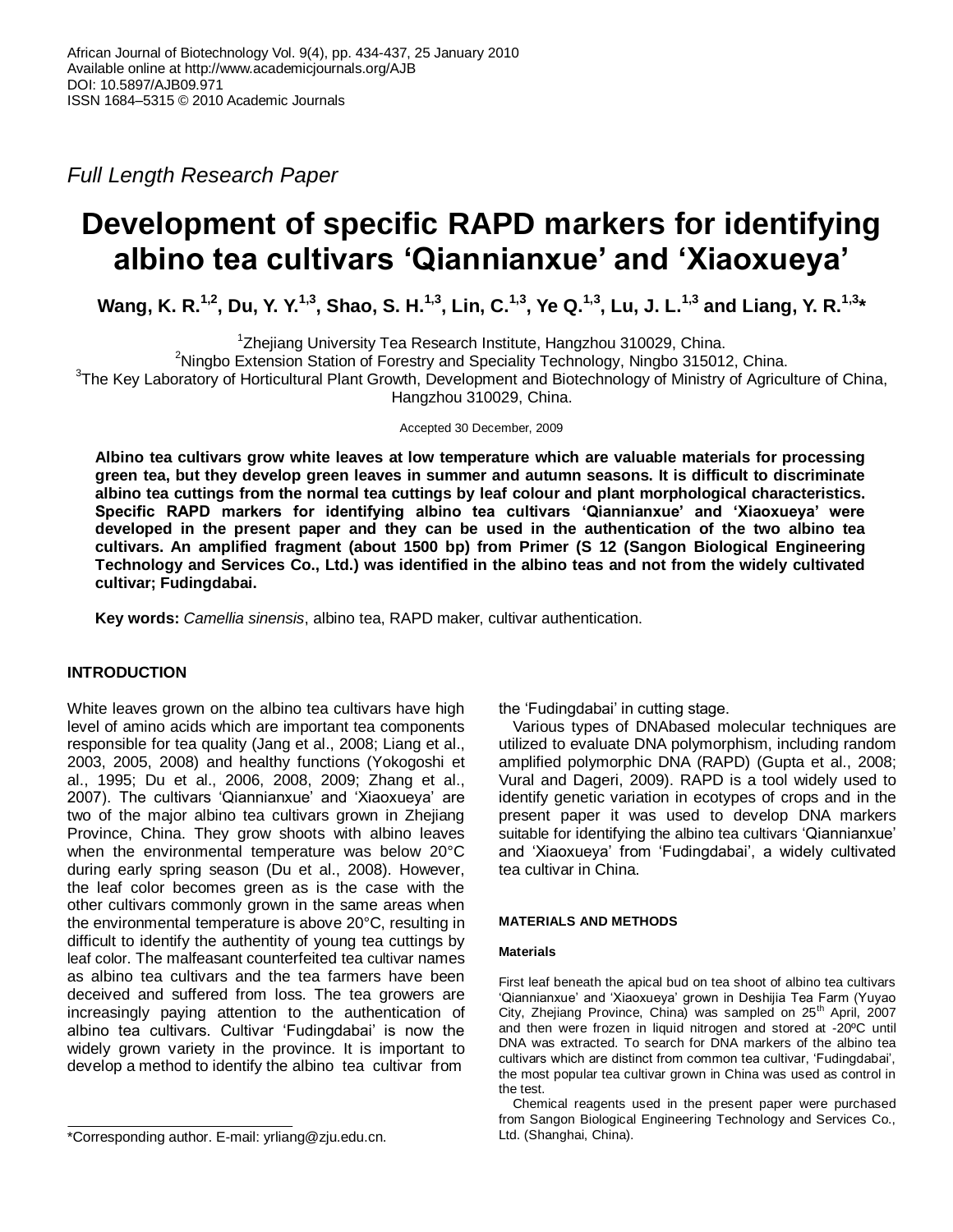Full Length Research Paper

# Development of specific RAPD markers for identifying albino tea cultivars 'Qiannianxue' and 'Xiaoxueya'

**Wang, K. R.[1,2], Du, Y. Y.[1,3], Shao, S. H.[1,3], Lin, C.[1,3], Ye Q.[1,3], Lu, J. L.[1,3] and Liang, Y. R.[1,3]***

[1]Zhejiang University Tea Research Institute, Hangzhou 310029, China.
[2]Ningbo Extension Station of Forestry and Speciality Technology, Ningbo 315012, China.
[3]The Key Laboratory of Horticultural Plant Growth, Development and Biotechnology of Ministry of Agriculture of China, Hangzhou 310029, China.

Accepted 30 December, 2009

**Albino tea cultivars grow white leaves at low temperature which are valuable materials for processing green tea, but they develop green leaves in summer and autumn seasons. It is difficult to discriminate albino tea cuttings from the normal tea cuttings by leaf colour and plant morphological characteristics. Specific RAPD markers for identifying albino tea cultivars 'Qiannianxue' and 'Xiaoxueya' were developed in the present paper and they can be used in the authentication of the two albino tea cultivars. An amplified fragment (about 1500 bp) from Primer (S 12 (Sangon Biological Engineering Technology and Services Co., Ltd.) was identified in the albino teas and not from the widely cultivated cultivar; Fudingdabai.**

**Key words:** *Camellia sinensis*, albino tea, RAPD maker, cultivar authentication.

## INTRODUCTION

White leaves grown on the albino tea cultivars have high level of amino acids which are important tea components responsible for tea quality (Jang et al., 2008; Liang et al., 2003, 2005, 2008) and healthy functions (Yokogoshi et al., 1995; Du et al., 2006, 2008, 2009; Zhang et al., 2007). The cultivars 'Qiannianxue' and 'Xiaoxueya' are two of the major albino tea cultivars grown in Zhejiang Province, China. They grow shoots with albino leaves when the environmental temperature was below 20°C during early spring season (Du et al., 2008). However, the leaf color becomes green as is the case with the other cultivars commonly grown in the same areas when the environmental temperature is above 20°C, resulting in difficult to identify the authentity of young tea cuttings by leaf color. The malfeasant counterfeited tea cultivar names as albino tea cultivars and the tea farmers have been deceived and suffered from loss. The tea growers are increasingly paying attention to the authentication of albino tea cultivars. Cultivar 'Fudingdabai' is now the widely grown variety in the province. It is important to develop a method to identify the albino tea cultivar from the 'Fudingdabai' in cutting stage.

Various types of DNAbased molecular techniques are utilized to evaluate DNA polymorphism, including random amplified polymorphic DNA (RAPD) (Gupta et al., 2008; Vural and Dageri, 2009). RAPD is a tool widely used to identify genetic variation in ecotypes of crops and in the present paper it was used to develop DNA markers suitable for identifying the albino tea cultivars 'Qiannianxue' and 'Xiaoxueya' from 'Fudingdabai', a widely cultivated tea cultivar in China.

## MATERIALS AND METHODS

### Materials

First leaf beneath the apical bud on tea shoot of albino tea cultivars 'Qiannianxue' and 'Xiaoxueya' grown in Deshijia Tea Farm (Yuyao City, Zhejiang Province, China) was sampled on 25th April, 2007 and then were frozen in liquid nitrogen and stored at -20ºC until DNA was extracted. To search for DNA markers of the albino tea cultivars which are distinct from common tea cultivar, 'Fudingdabai', the most popular tea cultivar grown in China was used as control in the test.

Chemical reagents used in the present paper were purchased from Sangon Biological Engineering Technology and Services Co., Ltd. (Shanghai, China).

*Corresponding author. E-mail: yrliang@zju.edu.cn.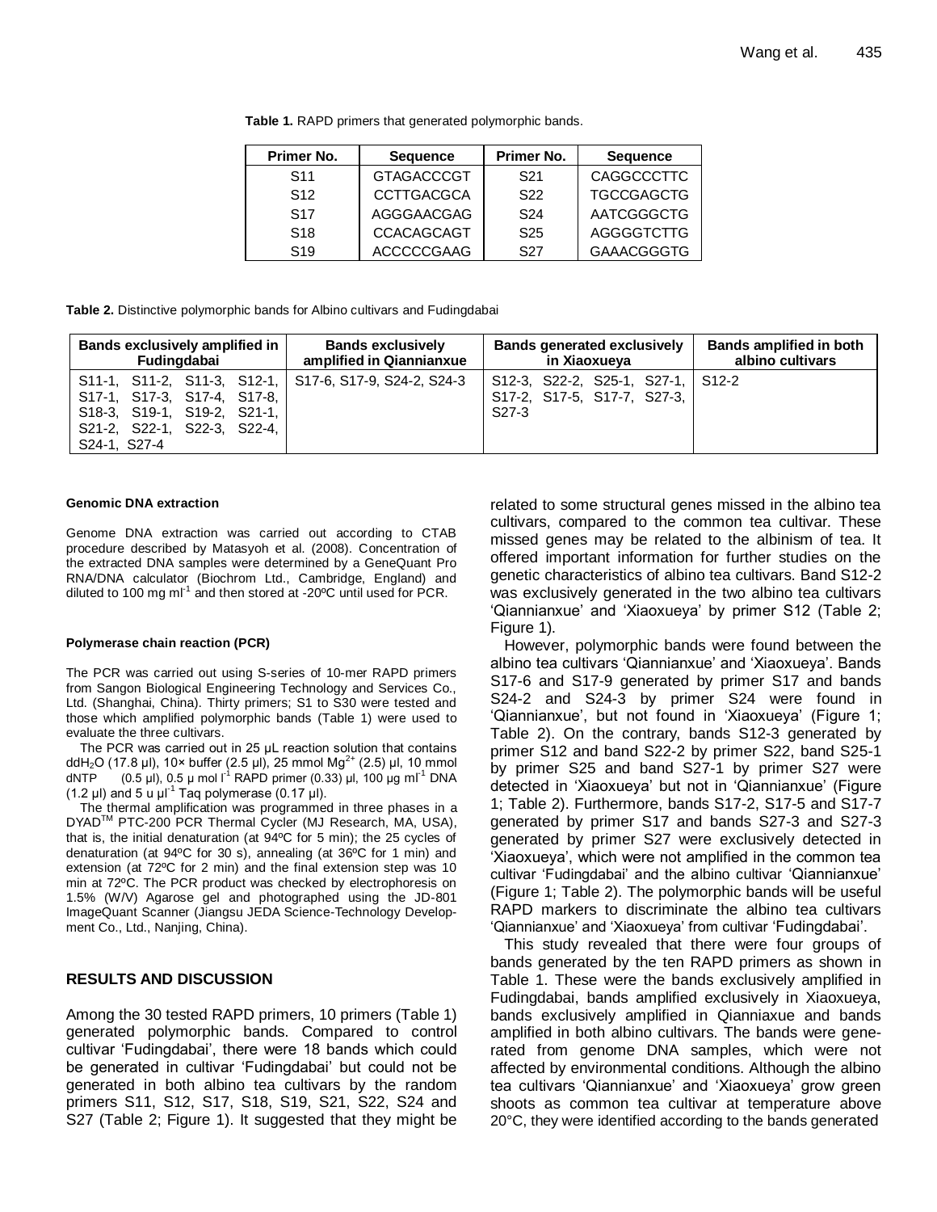**Table 1.** RAPD primers that generated polymorphic bands.

| Primer No. | Sequence | Primer No. | Sequence |
|---|---|---|---|
| S11 | GTAGACCCGT | S21 | CAGGCCCTTC |
| S12 | CCTTGACGCA | S22 | TGCCGAGCTG |
| S17 | AGGGAACGAG | S24 | AATCGGGCTG |
| S18 | CCACAGCAGT | S25 | AGGGGTCTTG |
| S19 | ACCCCCGAAG | S27 | GAAACGGGTG |

**Table 2.** Distinctive polymorphic bands for Albino cultivars and Fudingdabai

| Bands exclusively amplified in Fudingdabai | Bands exclusively amplified in Qiannianxue | Bands generated exclusively in Xiaoxueya | Bands amplified in both albino cultivars |
|---|---|---|---|
| S11-1, S11-2, S11-3, S12-1, S17-1, S17-3, S17-4, S17-8, S18-3, S19-1, S19-2, S21-1, S21-2, S22-1, S22-3, S22-4, S24-1, S27-4 | S17-6, S17-9, S24-2, S24-3 | S12-3, S22-2, S25-1, S27-1, S17-2, S17-5, S17-7, S27-3, S27-3 | S12-2 |

#### Genomic DNA extraction

Genome DNA extraction was carried out according to CTAB procedure described by Matasyoh et al. (2008). Concentration of the extracted DNA samples were determined by a GeneQuant Pro RNA/DNA calculator (Biochrom Ltd., Cambridge, England) and diluted to 100 mg ml$^{-1}$ and then stored at -20ºC until used for PCR.

#### Polymerase chain reaction (PCR)

The PCR was carried out using S-series of 10-mer RAPD primers from Sangon Biological Engineering Technology and Services Co., Ltd. (Shanghai, China). Thirty primers; S1 to S30 were tested and those which amplified polymorphic bands (Table 1) were used to evaluate the three cultivars.

The PCR was carried out in 25 µL reaction solution that contains ddH$_2$O (17.8 µl), 10× buffer (2.5 µl), 25 mmol Mg$^{2+}$ (2.5) µl, 10 mmol dNTP (0.5 µl), 0.5 µ mol l$^{-1}$ RAPD primer (0.33) µl, 100 µg ml$^{-1}$ DNA (1.2 µl) and 5 u µl$^{-1}$ Taq polymerase (0.17 µl).

The thermal amplification was programmed in three phases in a DYAD$^{TM}$ PTC-200 PCR Thermal Cycler (MJ Research, MA, USA), that is, the initial denaturation (at 94ºC for 5 min); the 25 cycles of denaturation (at 94ºC for 30 s), annealing (at 36ºC for 1 min) and extension (at 72ºC for 2 min) and the final extension step was 10 min at 72ºC. The PCR product was checked by electrophoresis on 1.5% (W/V) Agarose gel and photographed using the JD-801 ImageQuant Scanner (Jiangsu JEDA Science-Technology Development Co., Ltd., Nanjing, China).

## RESULTS AND DISCUSSION

Among the 30 tested RAPD primers, 10 primers (Table 1) generated polymorphic bands. Compared to control cultivar 'Fudingdabai', there were 18 bands which could be generated in cultivar 'Fudingdabai' but could not be generated in both albino tea cultivars by the random primers S11, S12, S17, S18, S19, S21, S22, S24 and S27 (Table 2; Figure 1). It suggested that they might be related to some structural genes missed in the albino tea cultivars, compared to the common tea cultivar. These missed genes may be related to the albinism of tea. It offered important information for further studies on the genetic characteristics of albino tea cultivars. Band S12-2 was exclusively generated in the two albino tea cultivars 'Qiannianxue' and 'Xiaoxueya' by primer S12 (Table 2; Figure 1).

However, polymorphic bands were found between the albino tea cultivars 'Qiannianxue' and 'Xiaoxueya'. Bands S17-6 and S17-9 generated by primer S17 and bands S24-2 and S24-3 by primer S24 were found in 'Qiannianxue', but not found in 'Xiaoxueya' (Figure 1; Table 2). On the contrary, bands S12-3 generated by primer S12 and band S22-2 by primer S22, band S25-1 by primer S25 and band S27-1 by primer S27 were detected in 'Xiaoxueya' but not in 'Qiannianxue' (Figure 1; Table 2). Furthermore, bands S17-2, S17-5 and S17-7 generated by primer S17 and bands S27-3 and S27-3 generated by primer S27 were exclusively detected in 'Xiaoxueya', which were not amplified in the common tea cultivar 'Fudingdabai' and the albino cultivar 'Qiannianxue' (Figure 1; Table 2). The polymorphic bands will be useful RAPD markers to discriminate the albino tea cultivars 'Qiannianxue' and 'Xiaoxueya' from cultivar 'Fudingdabai'.

This study revealed that there were four groups of bands generated by the ten RAPD primers as shown in Table 1. These were the bands exclusively amplified in Fudingdabai, bands amplified exclusively in Xiaoxueya, bands exclusively amplified in Qianniaxue and bands amplified in both albino cultivars. The bands were generated from genome DNA samples, which were not affected by environmental conditions. Although the albino tea cultivars 'Qiannianxue' and 'Xiaoxueya' grow green shoots as common tea cultivar at temperature above 20°C, they were identified according to the bands generated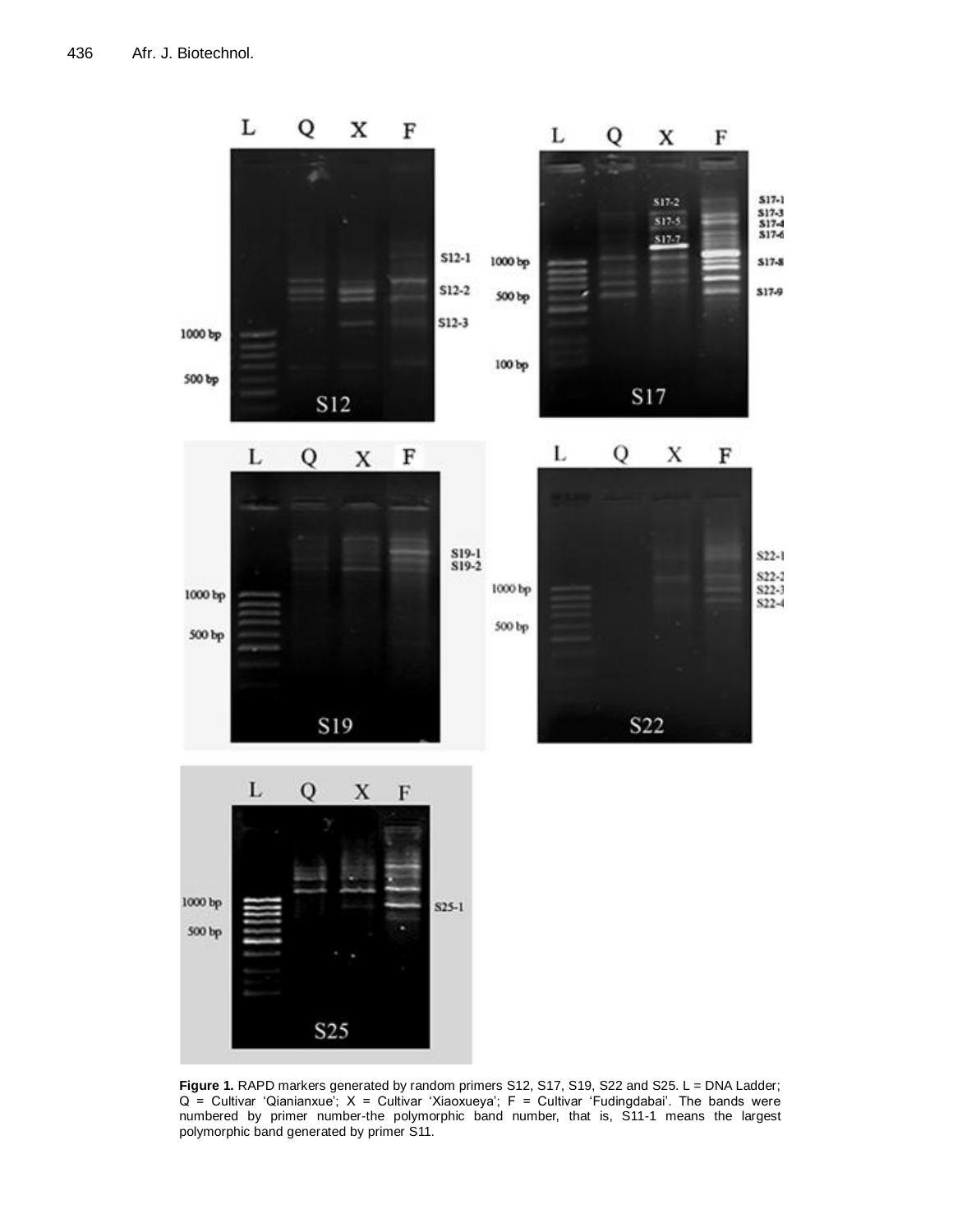**Figure 1.** RAPD markers generated by random primers S12, S17, S19, S22 and S25. L = DNA Ladder; Q = Cultivar 'Qianianxue'; X = Cultivar 'Xiaoxueya'; F = Cultivar 'Fudingdabai'. The bands were numbered by primer number-the polymorphic band number, that is, S11-1 means the largest polymorphic band generated by primer S11.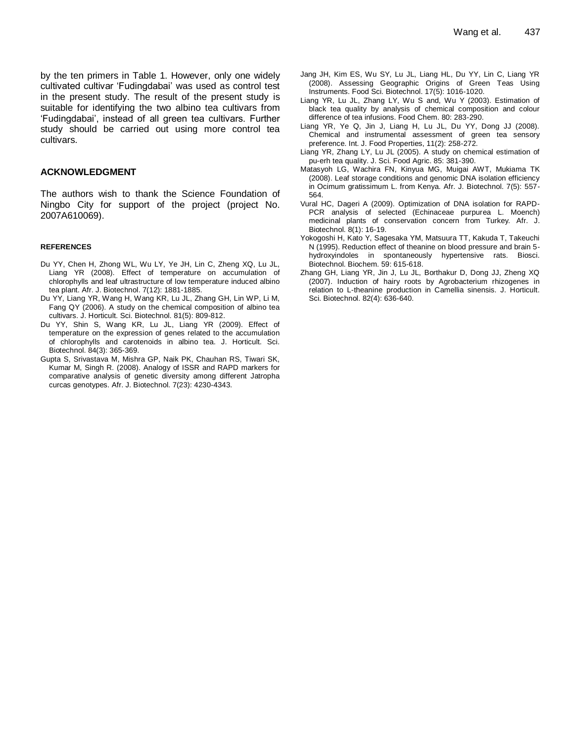by the ten primers in Table 1. However, only one widely cultivated cultivar 'Fudingdabai' was used as control test in the present study. The result of the present study is suitable for identifying the two albino tea cultivars from 'Fudingdabai', instead of all green tea cultivars. Further study should be carried out using more control tea cultivars.

## ACKNOWLEDGMENT

The authors wish to thank the Science Foundation of Ningbo City for support of the project (project No. 2007A610069).

## REFERENCES

Du YY, Chen H, Zhong WL, Wu LY, Ye JH, Lin C, Zheng XQ, Lu JL, Liang YR (2008). Effect of temperature on accumulation of chlorophylls and leaf ultrastructure of low temperature induced albino tea plant. Afr. J. Biotechnol. 7(12): 1881-1885.

Du YY, Liang YR, Wang H, Wang KR, Lu JL, Zhang GH, Lin WP, Li M, Fang QY (2006). A study on the chemical composition of albino tea cultivars. J. Horticult. Sci. Biotechnol. 81(5): 809-812.

Du YY, Shin S, Wang KR, Lu JL, Liang YR (2009). Effect of temperature on the expression of genes related to the accumulation of chlorophylls and carotenoids in albino tea. J. Horticult. Sci. Biotechnol. 84(3): 365-369.

Gupta S, Srivastava M, Mishra GP, Naik PK, Chauhan RS, Tiwari SK, Kumar M, Singh R. (2008). Analogy of ISSR and RAPD markers for comparative analysis of genetic diversity among different Jatropha curcas genotypes. Afr. J. Biotechnol. 7(23): 4230-4343.

Jang JH, Kim ES, Wu SY, Lu JL, Liang HL, Du YY, Lin C, Liang YR (2008). Assessing Geographic Origins of Green Teas Using Instruments. Food Sci. Biotechnol. 17(5): 1016-1020.

Liang YR, Lu JL, Zhang LY, Wu S and, Wu Y (2003). Estimation of black tea quality by analysis of chemical composition and colour difference of tea infusions. Food Chem. 80: 283-290.

Liang YR, Ye Q, Jin J, Liang H, Lu JL, Du YY, Dong JJ (2008). Chemical and instrumental assessment of green tea sensory preference. Int. J. Food Properties, 11(2): 258-272.

Liang YR, Zhang LY, Lu JL (2005). A study on chemical estimation of pu-erh tea quality. J. Sci. Food Agric. 85: 381-390.

Matasyoh LG, Wachira FN, Kinyua MG, Muigai AWT, Mukiama TK (2008). Leaf storage conditions and genomic DNA isolation efficiency in Ocimum gratissimum L. from Kenya. Afr. J. Biotechnol. 7(5): 557-564.

Vural HC, Dageri A (2009). Optimization of DNA isolation for RAPD-PCR analysis of selected (Echinaceae purpurea L. Moench) medicinal plants of conservation concern from Turkey. Afr. J. Biotechnol. 8(1): 16-19.

Yokogoshi H, Kato Y, Sagesaka YM, Matsuura TT, Kakuda T, Takeuchi N (1995). Reduction effect of theanine on blood pressure and brain 5-hydroxyindoles in spontaneously hypertensive rats. Biosci. Biotechnol. Biochem. 59: 615-618.

Zhang GH, Liang YR, Jin J, Lu JL, Borthakur D, Dong JJ, Zheng XQ (2007). Induction of hairy roots by Agrobacterium rhizogenes in relation to L-theanine production in Camellia sinensis. J. Horticult. Sci. Biotechnol. 82(4): 636-640.